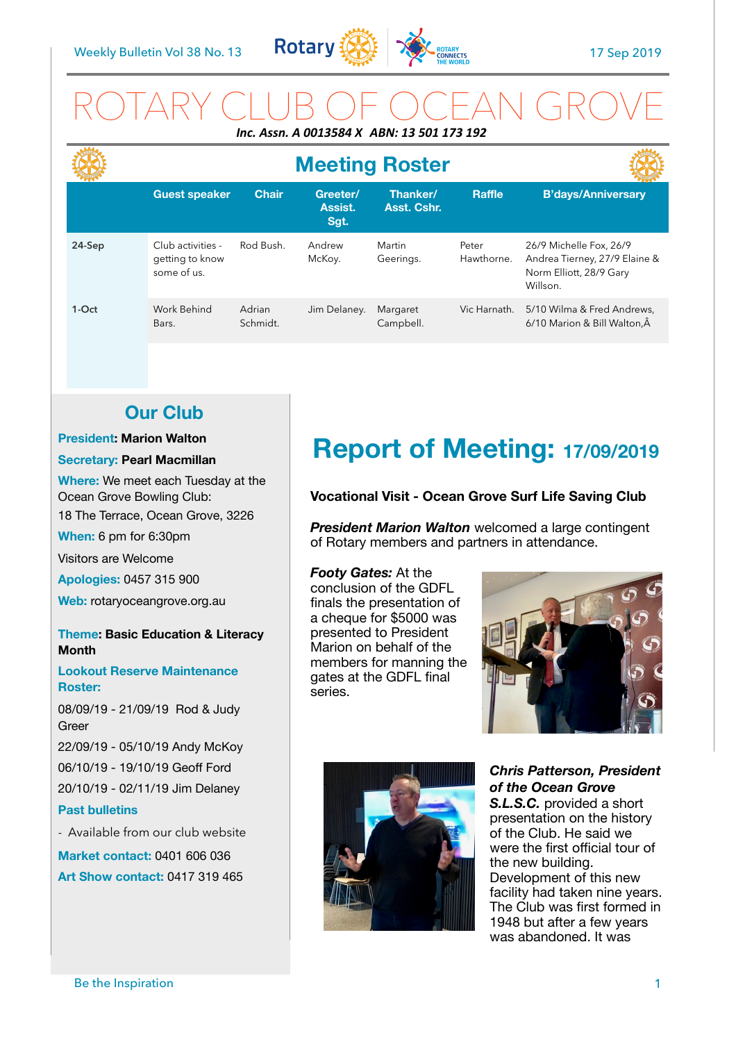Weekly Bulletin Vol 38 No. 13 — 17 Sep 2019

# ROTARY CLUB OF OCEAN GROVE

***Inc. Assn. A 0013584 X ABN: 13 501 173 192***

## Meeting Roster

| | Guest speaker | Chair | Greeter/ Assist. Sgt. | Thanker/ Asst. Cshr. | Raffle | B'days/Anniversary |
|---|---|---|---|---|---|---|
| 24-Sep | Club activities - getting to know some of us. | Rod Bush. | Andrew McKoy. | Martin Geerings. | Peter Hawthorne. | 26/9 Michelle Fox, 26/9 Andrea Tierney, 27/9 Elaine & Norm Elliott, 28/9 Gary Willson. |
| 1-Oct | Work Behind Bars. | Adrian Schmidt. | Jim Delaney. | Margaret Campbell. | Vic Harnath. | 5/10 Wilma & Fred Andrews, 6/10 Marion & Bill Walton,Â |

## Our Club

**President: Marion Walton**

**Secretary: Pearl Macmillan**

**Where:** We meet each Tuesday at the Ocean Grove Bowling Club:

18 The Terrace, Ocean Grove, 3226

**When:** 6 pm for 6:30pm

Visitors are Welcome

**Apologies:** 0457 315 900

**Web:** rotaryoceangrove.org.au

**Theme: Basic Education & Literacy Month**

**Lookout Reserve Maintenance Roster:**

08/09/19 - 21/09/19 Rod & Judy Greer

22/09/19 - 05/10/19 Andy McKoy

06/10/19 - 19/10/19 Geoff Ford

20/10/19 - 02/11/19 Jim Delaney

**Past bulletins**

- Available from our club website

**Market contact:** 0401 606 036

**Art Show contact:** 0417 319 465

# Report of Meeting: 17/09/2019

**Vocational Visit - Ocean Grove Surf Life Saving Club**

***President Marion Walton*** welcomed a large contingent of Rotary members and partners in attendance.

***Footy Gates:*** At the conclusion of the GDFL finals the presentation of a cheque for $5000 was presented to President Marion on behalf of the members for manning the gates at the GDFL final series.

***Chris Patterson, President of the Ocean Grove S.L.S.C.*** provided a short presentation on the history of the Club. He said we were the first official tour of the new building. Development of this new facility had taken nine years. The Club was first formed in 1948 but after a few years was abandoned. It was

Be the Inspiration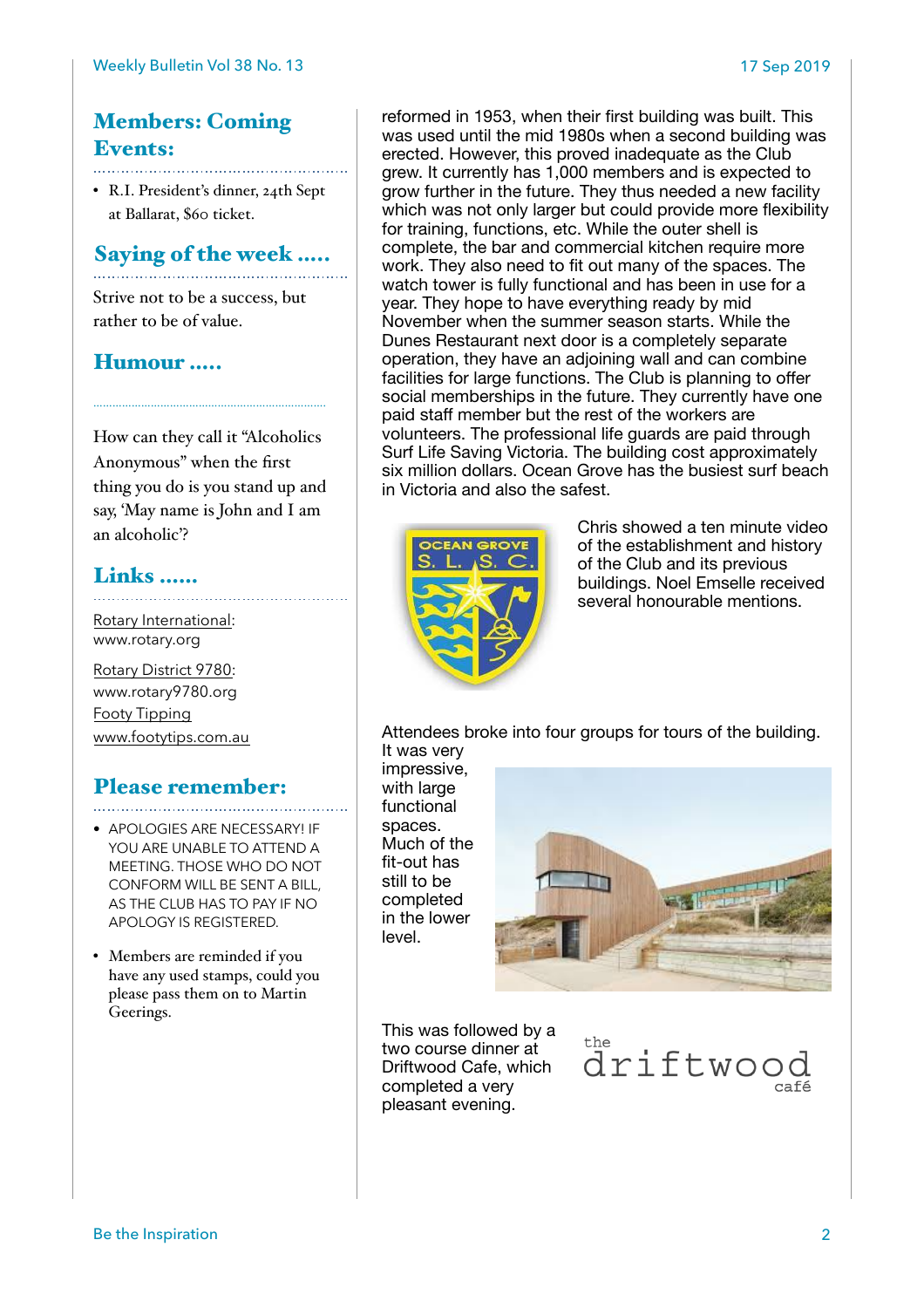## Members: Coming Events:

- R.I. President's dinner, 24th Sept at Ballarat, $60 ticket.

## Saying of the week .....

Strive not to be a success, but rather to be of value.

## Humour .....

How can they call it "Alcoholics Anonymous" when the first thing you do is you stand up and say, 'May name is John and I am an alcoholic'?

## Links ......

Rotary International: www.rotary.org

Rotary District 9780: www.rotary9780.org

Footy Tipping
www.footytips.com.au

## Please remember:

- APOLOGIES ARE NECESSARY! IF YOU ARE UNABLE TO ATTEND A MEETING. THOSE WHO DO NOT CONFORM WILL BE SENT A BILL, AS THE CLUB HAS TO PAY IF NO APOLOGY IS REGISTERED.
- Members are reminded if you have any used stamps, could you please pass them on to Martin Geerings.

reformed in 1953, when their first building was built. This was used until the mid 1980s when a second building was erected. However, this proved inadequate as the Club grew. It currently has 1,000 members and is expected to grow further in the future. They thus needed a new facility which was not only larger but could provide more flexibility for training, functions, etc. While the outer shell is complete, the bar and commercial kitchen require more work. They also need to fit out many of the spaces. The watch tower is fully functional and has been in use for a year. They hope to have everything ready by mid November when the summer season starts. While the Dunes Restaurant next door is a completely separate operation, they have an adjoining wall and can combine facilities for large functions. The Club is planning to offer social memberships in the future. They currently have one paid staff member but the rest of the workers are volunteers. The professional life guards are paid through Surf Life Saving Victoria. The building cost approximately six million dollars. Ocean Grove has the busiest surf beach in Victoria and also the safest.

OCEAN GROVE S. L. S. C.

Chris showed a ten minute video of the establishment and history of the Club and its previous buildings. Noel Emselle received several honourable mentions.

Attendees broke into four groups for tours of the building. It was very impressive, with large functional spaces. Much of the fit-out has still to be completed in the lower level.

This was followed by a two course dinner at Driftwood Cafe, which completed a very pleasant evening.

the driftwood café